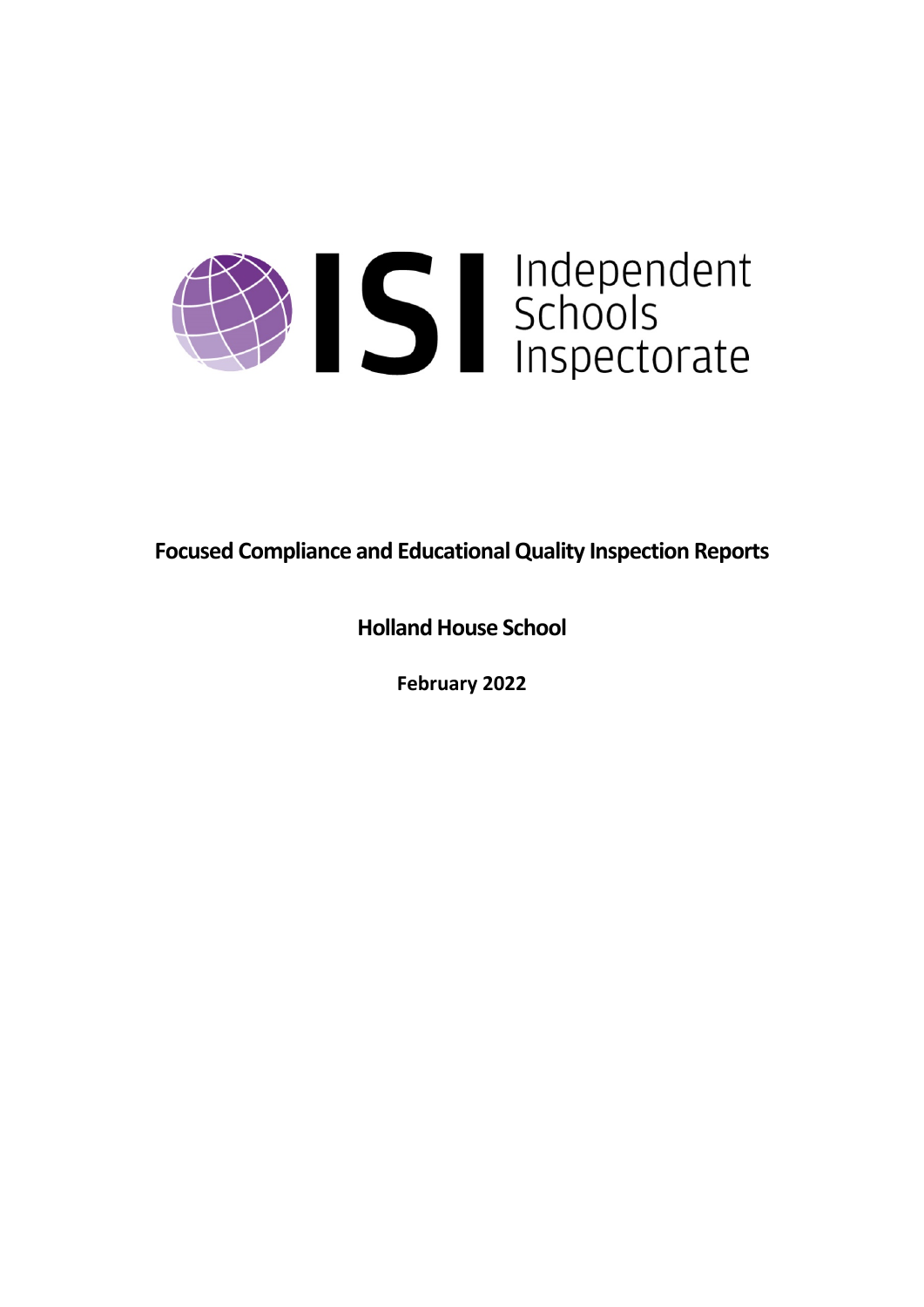ISI Independent Schools Inspectorate

**Focused Compliance and Educational Quality Inspection Reports**

**Holland House School**

**February 2022**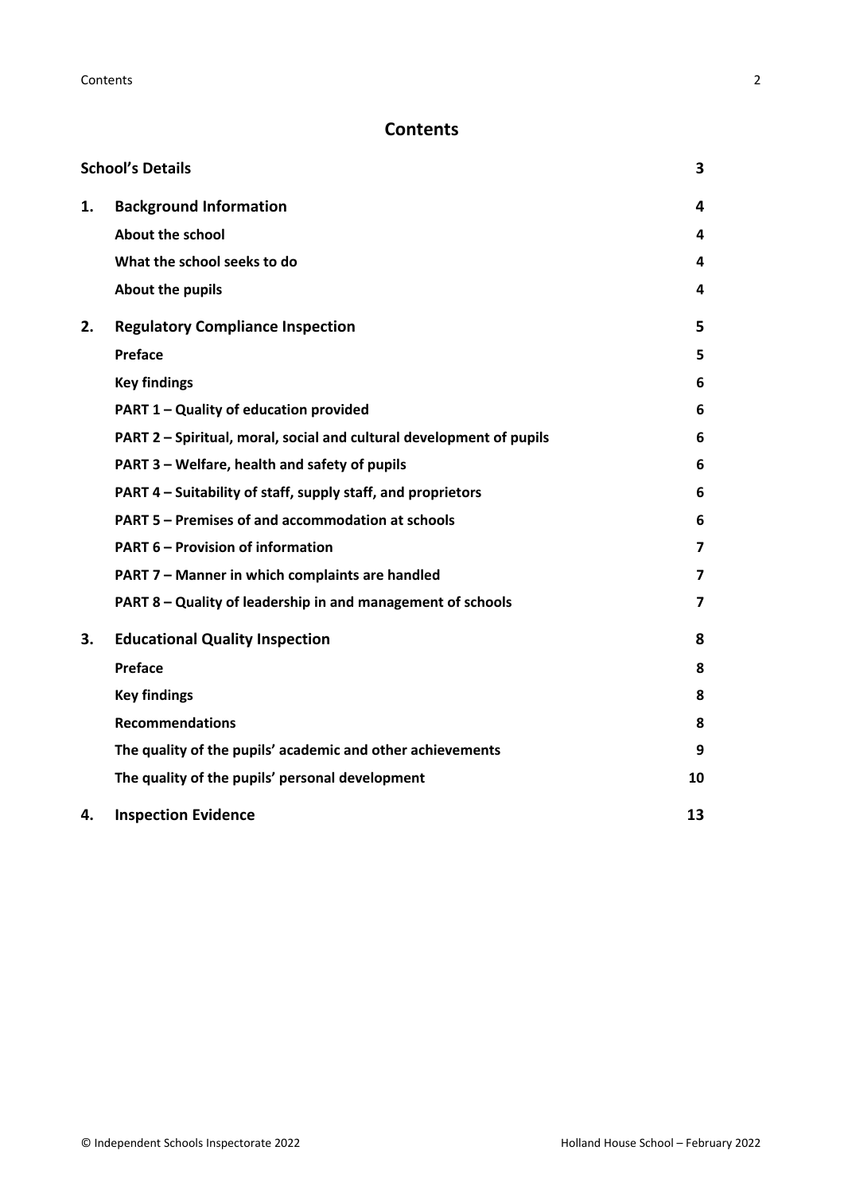# Contents

| | | |
|---|---|---|
| **School's Details** | | **3** |
| **1.** | **Background Information** | **4** |
| | **About the school** | **4** |
| | **What the school seeks to do** | **4** |
| | **About the pupils** | **4** |
| **2.** | **Regulatory Compliance Inspection** | **5** |
| | **Preface** | **5** |
| | **Key findings** | **6** |
| | **PART 1 – Quality of education provided** | **6** |
| | **PART 2 – Spiritual, moral, social and cultural development of pupils** | **6** |
| | **PART 3 – Welfare, health and safety of pupils** | **6** |
| | **PART 4 – Suitability of staff, supply staff, and proprietors** | **6** |
| | **PART 5 – Premises of and accommodation at schools** | **6** |
| | **PART 6 – Provision of information** | **7** |
| | **PART 7 – Manner in which complaints are handled** | **7** |
| | **PART 8 – Quality of leadership in and management of schools** | **7** |
| **3.** | **Educational Quality Inspection** | **8** |
| | **Preface** | **8** |
| | **Key findings** | **8** |
| | **Recommendations** | **8** |
| | **The quality of the pupils' academic and other achievements** | **9** |
| | **The quality of the pupils' personal development** | **10** |
| **4.** | **Inspection Evidence** | **13** |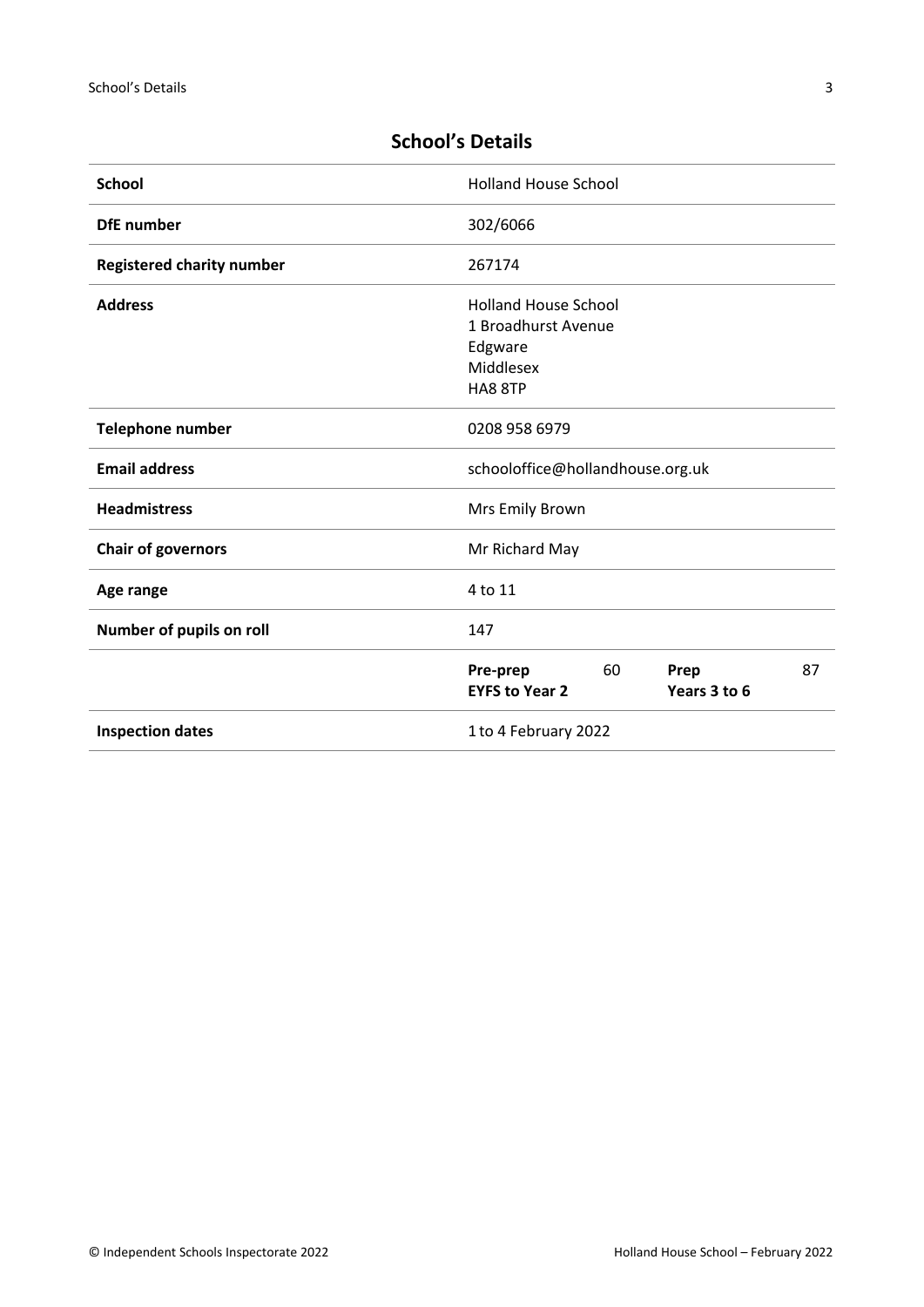## School's Details

| | |
|---|---|
| **School** | Holland House School |
| **DfE number** | 302/6066 |
| **Registered charity number** | 267174 |
| **Address** | Holland House School<br>1 Broadhurst Avenue<br>Edgware<br>Middlesex<br>HA8 8TP |
| **Telephone number** | 0208 958 6979 |
| **Email address** | schooloffice@hollandhouse.org.uk |
| **Headmistress** | Mrs Emily Brown |
| **Chair of governors** | Mr Richard May |
| **Age range** | 4 to 11 |
| **Number of pupils on roll** | 147 |
| | **Pre-prep EYFS to Year 2** 60 &nbsp;&nbsp; **Prep Years 3 to 6** 87 |
| **Inspection dates** | 1 to 4 February 2022 |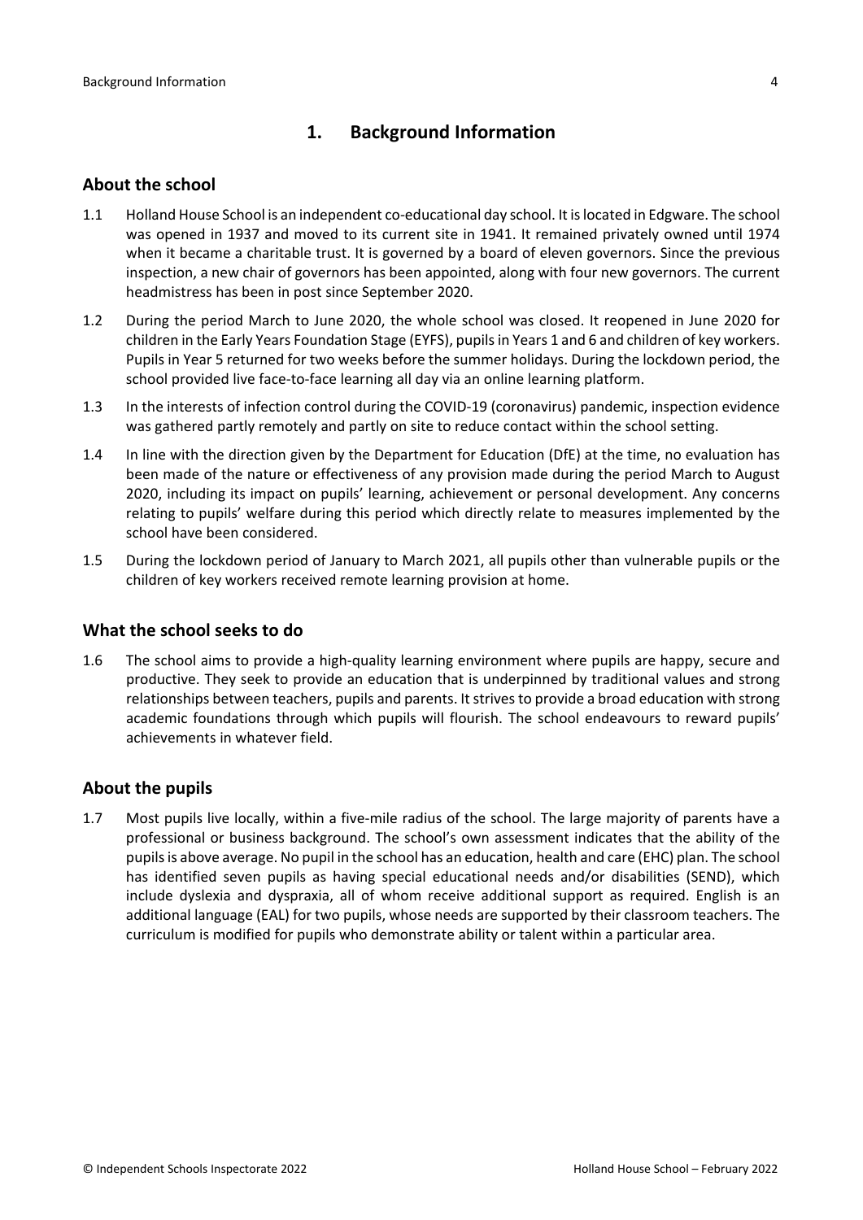# 1. Background Information

## About the school

1.1 Holland House School is an independent co-educational day school. It is located in Edgware. The school was opened in 1937 and moved to its current site in 1941. It remained privately owned until 1974 when it became a charitable trust. It is governed by a board of eleven governors. Since the previous inspection, a new chair of governors has been appointed, along with four new governors. The current headmistress has been in post since September 2020.

1.2 During the period March to June 2020, the whole school was closed. It reopened in June 2020 for children in the Early Years Foundation Stage (EYFS), pupils in Years 1 and 6 and children of key workers. Pupils in Year 5 returned for two weeks before the summer holidays. During the lockdown period, the school provided live face-to-face learning all day via an online learning platform.

1.3 In the interests of infection control during the COVID-19 (coronavirus) pandemic, inspection evidence was gathered partly remotely and partly on site to reduce contact within the school setting.

1.4 In line with the direction given by the Department for Education (DfE) at the time, no evaluation has been made of the nature or effectiveness of any provision made during the period March to August 2020, including its impact on pupils' learning, achievement or personal development. Any concerns relating to pupils' welfare during this period which directly relate to measures implemented by the school have been considered.

1.5 During the lockdown period of January to March 2021, all pupils other than vulnerable pupils or the children of key workers received remote learning provision at home.

## What the school seeks to do

1.6 The school aims to provide a high-quality learning environment where pupils are happy, secure and productive. They seek to provide an education that is underpinned by traditional values and strong relationships between teachers, pupils and parents. It strives to provide a broad education with strong academic foundations through which pupils will flourish. The school endeavours to reward pupils' achievements in whatever field.

## About the pupils

1.7 Most pupils live locally, within a five-mile radius of the school. The large majority of parents have a professional or business background. The school's own assessment indicates that the ability of the pupils is above average. No pupil in the school has an education, health and care (EHC) plan. The school has identified seven pupils as having special educational needs and/or disabilities (SEND), which include dyslexia and dyspraxia, all of whom receive additional support as required. English is an additional language (EAL) for two pupils, whose needs are supported by their classroom teachers. The curriculum is modified for pupils who demonstrate ability or talent within a particular area.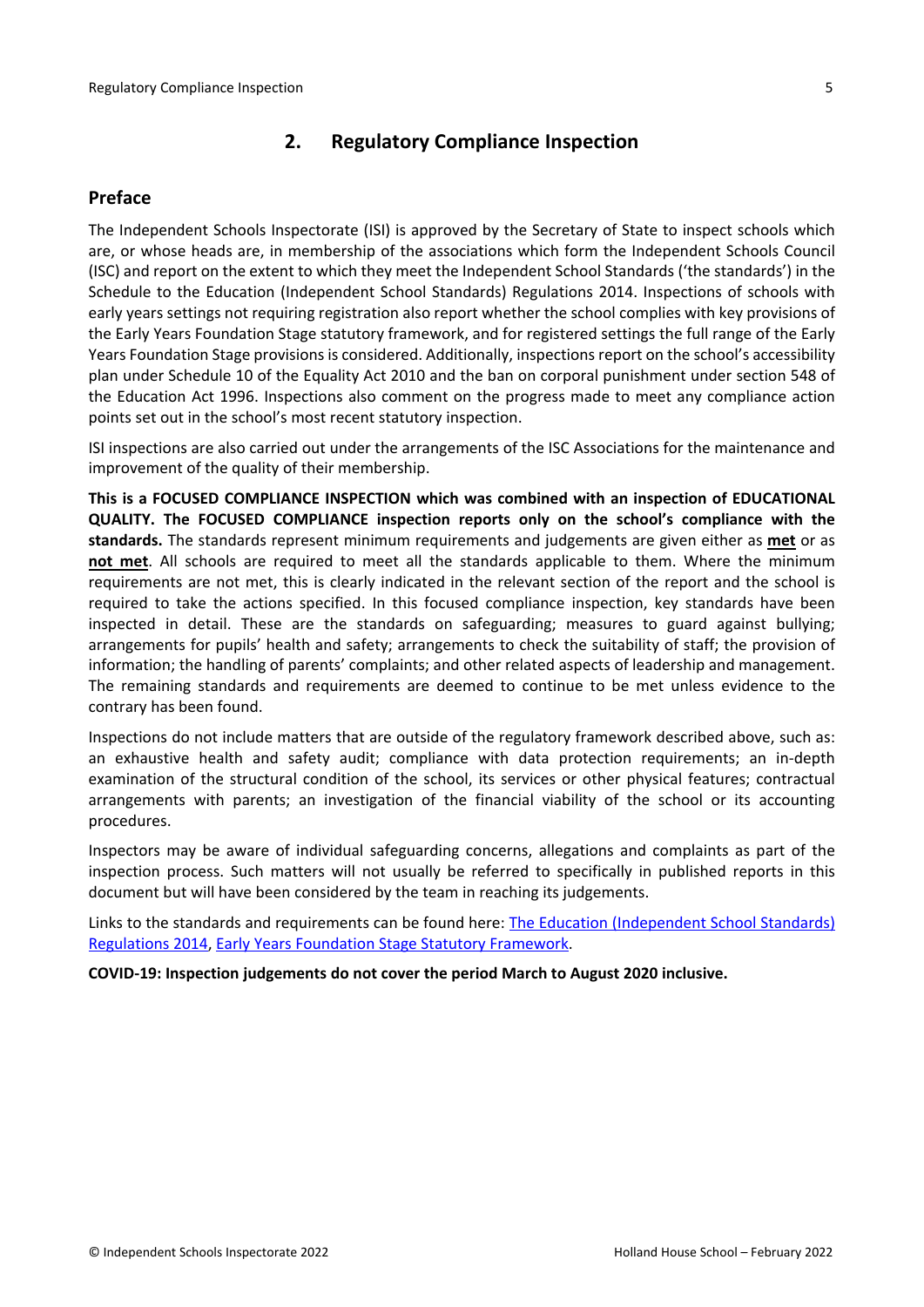## 2. Regulatory Compliance Inspection

### Preface

The Independent Schools Inspectorate (ISI) is approved by the Secretary of State to inspect schools which are, or whose heads are, in membership of the associations which form the Independent Schools Council (ISC) and report on the extent to which they meet the Independent School Standards ('the standards') in the Schedule to the Education (Independent School Standards) Regulations 2014. Inspections of schools with early years settings not requiring registration also report whether the school complies with key provisions of the Early Years Foundation Stage statutory framework, and for registered settings the full range of the Early Years Foundation Stage provisions is considered. Additionally, inspections report on the school's accessibility plan under Schedule 10 of the Equality Act 2010 and the ban on corporal punishment under section 548 of the Education Act 1996. Inspections also comment on the progress made to meet any compliance action points set out in the school's most recent statutory inspection.

ISI inspections are also carried out under the arrangements of the ISC Associations for the maintenance and improvement of the quality of their membership.

**This is a FOCUSED COMPLIANCE INSPECTION which was combined with an inspection of EDUCATIONAL QUALITY. The FOCUSED COMPLIANCE inspection reports only on the school's compliance with the standards.** The standards represent minimum requirements and judgements are given either as **met** or as **not met**. All schools are required to meet all the standards applicable to them. Where the minimum requirements are not met, this is clearly indicated in the relevant section of the report and the school is required to take the actions specified. In this focused compliance inspection, key standards have been inspected in detail. These are the standards on safeguarding; measures to guard against bullying; arrangements for pupils' health and safety; arrangements to check the suitability of staff; the provision of information; the handling of parents' complaints; and other related aspects of leadership and management. The remaining standards and requirements are deemed to continue to be met unless evidence to the contrary has been found.

Inspections do not include matters that are outside of the regulatory framework described above, such as: an exhaustive health and safety audit; compliance with data protection requirements; an in-depth examination of the structural condition of the school, its services or other physical features; contractual arrangements with parents; an investigation of the financial viability of the school or its accounting procedures.

Inspectors may be aware of individual safeguarding concerns, allegations and complaints as part of the inspection process. Such matters will not usually be referred to specifically in published reports in this document but will have been considered by the team in reaching its judgements.

Links to the standards and requirements can be found here: The Education (Independent School Standards) Regulations 2014, Early Years Foundation Stage Statutory Framework.

**COVID-19: Inspection judgements do not cover the period March to August 2020 inclusive.**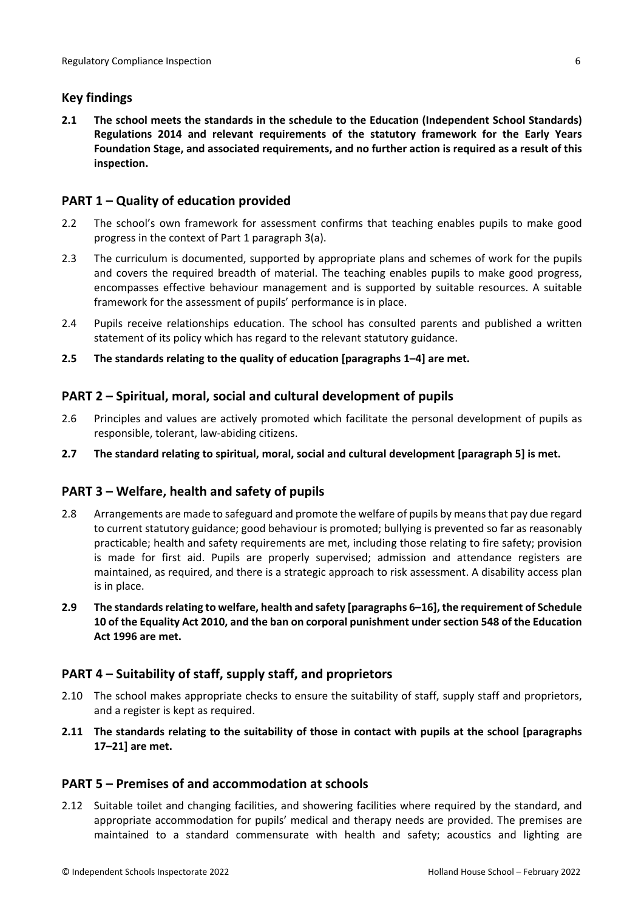## Key findings

**2.1 The school meets the standards in the schedule to the Education (Independent School Standards) Regulations 2014 and relevant requirements of the statutory framework for the Early Years Foundation Stage, and associated requirements, and no further action is required as a result of this inspection.**

## PART 1 – Quality of education provided

2.2 The school's own framework for assessment confirms that teaching enables pupils to make good progress in the context of Part 1 paragraph 3(a).

2.3 The curriculum is documented, supported by appropriate plans and schemes of work for the pupils and covers the required breadth of material. The teaching enables pupils to make good progress, encompasses effective behaviour management and is supported by suitable resources. A suitable framework for the assessment of pupils' performance is in place.

2.4 Pupils receive relationships education. The school has consulted parents and published a written statement of its policy which has regard to the relevant statutory guidance.

**2.5 The standards relating to the quality of education [paragraphs 1–4] are met.**

## PART 2 – Spiritual, moral, social and cultural development of pupils

2.6 Principles and values are actively promoted which facilitate the personal development of pupils as responsible, tolerant, law-abiding citizens.

**2.7 The standard relating to spiritual, moral, social and cultural development [paragraph 5] is met.**

## PART 3 – Welfare, health and safety of pupils

2.8 Arrangements are made to safeguard and promote the welfare of pupils by means that pay due regard to current statutory guidance; good behaviour is promoted; bullying is prevented so far as reasonably practicable; health and safety requirements are met, including those relating to fire safety; provision is made for first aid. Pupils are properly supervised; admission and attendance registers are maintained, as required, and there is a strategic approach to risk assessment. A disability access plan is in place.

**2.9 The standards relating to welfare, health and safety [paragraphs 6–16], the requirement of Schedule 10 of the Equality Act 2010, and the ban on corporal punishment under section 548 of the Education Act 1996 are met.**

## PART 4 – Suitability of staff, supply staff, and proprietors

2.10 The school makes appropriate checks to ensure the suitability of staff, supply staff and proprietors, and a register is kept as required.

**2.11 The standards relating to the suitability of those in contact with pupils at the school [paragraphs 17–21] are met.**

## PART 5 – Premises of and accommodation at schools

2.12 Suitable toilet and changing facilities, and showering facilities where required by the standard, and appropriate accommodation for pupils' medical and therapy needs are provided. The premises are maintained to a standard commensurate with health and safety; acoustics and lighting are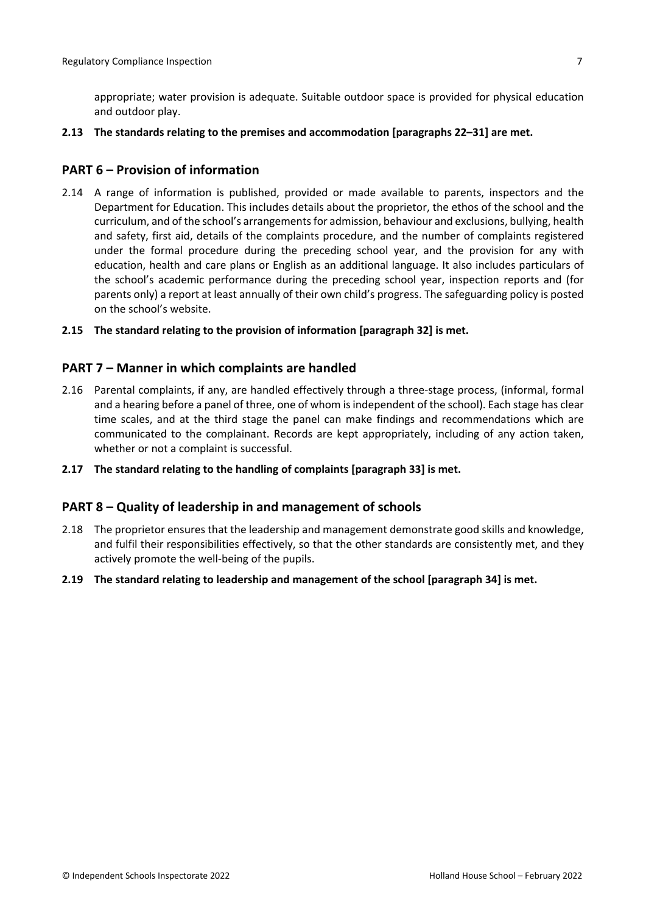appropriate; water provision is adequate. Suitable outdoor space is provided for physical education and outdoor play.

**2.13 The standards relating to the premises and accommodation [paragraphs 22–31] are met.**

## PART 6 – Provision of information

2.14 A range of information is published, provided or made available to parents, inspectors and the Department for Education. This includes details about the proprietor, the ethos of the school and the curriculum, and of the school's arrangements for admission, behaviour and exclusions, bullying, health and safety, first aid, details of the complaints procedure, and the number of complaints registered under the formal procedure during the preceding school year, and the provision for any with education, health and care plans or English as an additional language. It also includes particulars of the school's academic performance during the preceding school year, inspection reports and (for parents only) a report at least annually of their own child's progress. The safeguarding policy is posted on the school's website.

**2.15 The standard relating to the provision of information [paragraph 32] is met.**

## PART 7 – Manner in which complaints are handled

2.16 Parental complaints, if any, are handled effectively through a three-stage process, (informal, formal and a hearing before a panel of three, one of whom is independent of the school). Each stage has clear time scales, and at the third stage the panel can make findings and recommendations which are communicated to the complainant. Records are kept appropriately, including of any action taken, whether or not a complaint is successful.

**2.17 The standard relating to the handling of complaints [paragraph 33] is met.**

## PART 8 – Quality of leadership in and management of schools

2.18 The proprietor ensures that the leadership and management demonstrate good skills and knowledge, and fulfil their responsibilities effectively, so that the other standards are consistently met, and they actively promote the well-being of the pupils.

**2.19 The standard relating to leadership and management of the school [paragraph 34] is met.**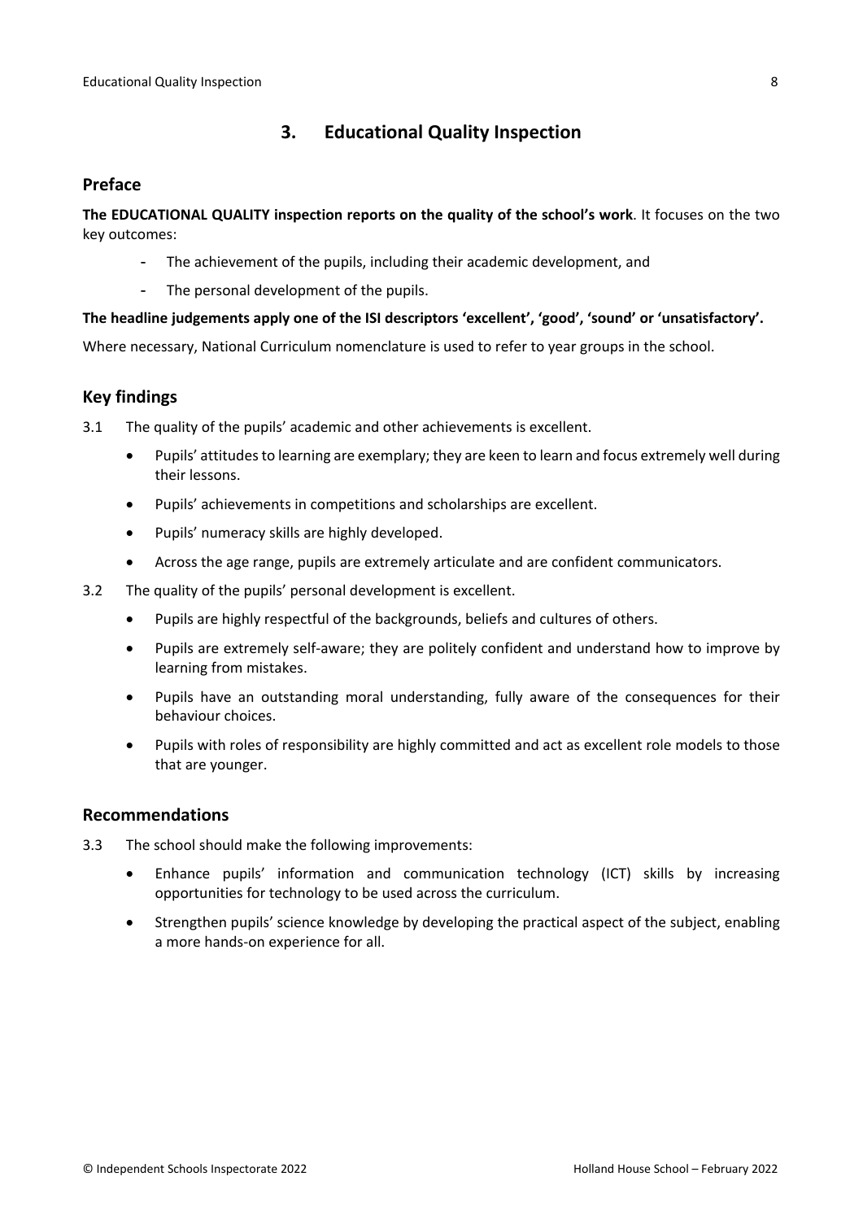## 3. Educational Quality Inspection

### Preface

**The EDUCATIONAL QUALITY inspection reports on the quality of the school's work**. It focuses on the two key outcomes:

- The achievement of the pupils, including their academic development, and
- The personal development of the pupils.

**The headline judgements apply one of the ISI descriptors 'excellent', 'good', 'sound' or 'unsatisfactory'.**

Where necessary, National Curriculum nomenclature is used to refer to year groups in the school.

### Key findings

3.1 The quality of the pupils' academic and other achievements is excellent.

- Pupils' attitudes to learning are exemplary; they are keen to learn and focus extremely well during their lessons.
- Pupils' achievements in competitions and scholarships are excellent.
- Pupils' numeracy skills are highly developed.
- Across the age range, pupils are extremely articulate and are confident communicators.

3.2 The quality of the pupils' personal development is excellent.

- Pupils are highly respectful of the backgrounds, beliefs and cultures of others.
- Pupils are extremely self-aware; they are politely confident and understand how to improve by learning from mistakes.
- Pupils have an outstanding moral understanding, fully aware of the consequences for their behaviour choices.
- Pupils with roles of responsibility are highly committed and act as excellent role models to those that are younger.

### Recommendations

3.3 The school should make the following improvements:

- Enhance pupils' information and communication technology (ICT) skills by increasing opportunities for technology to be used across the curriculum.
- Strengthen pupils' science knowledge by developing the practical aspect of the subject, enabling a more hands-on experience for all.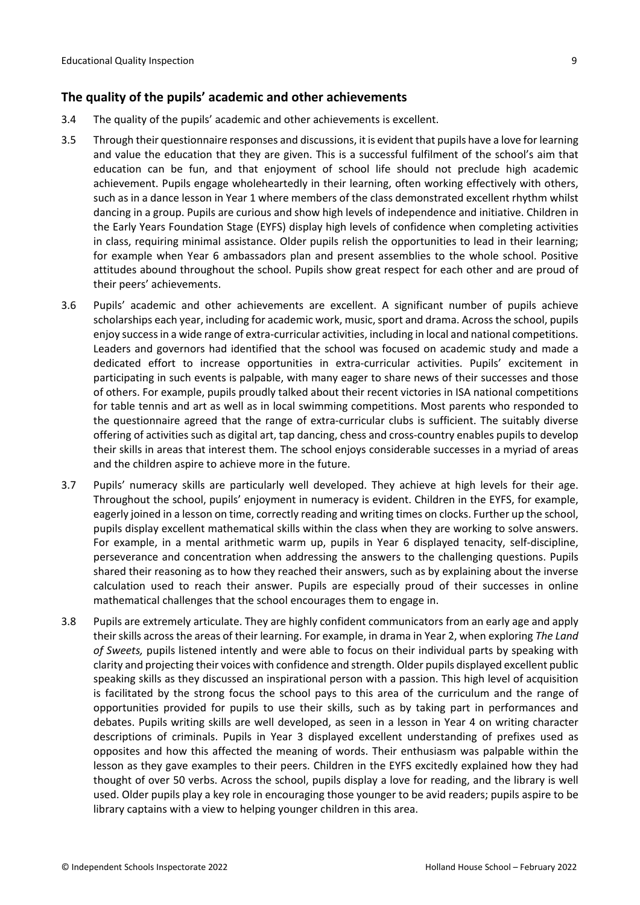## The quality of the pupils' academic and other achievements

3.4 The quality of the pupils' academic and other achievements is excellent.

3.5 Through their questionnaire responses and discussions, it is evident that pupils have a love for learning and value the education that they are given. This is a successful fulfilment of the school's aim that education can be fun, and that enjoyment of school life should not preclude high academic achievement. Pupils engage wholeheartedly in their learning, often working effectively with others, such as in a dance lesson in Year 1 where members of the class demonstrated excellent rhythm whilst dancing in a group. Pupils are curious and show high levels of independence and initiative. Children in the Early Years Foundation Stage (EYFS) display high levels of confidence when completing activities in class, requiring minimal assistance. Older pupils relish the opportunities to lead in their learning; for example when Year 6 ambassadors plan and present assemblies to the whole school. Positive attitudes abound throughout the school. Pupils show great respect for each other and are proud of their peers' achievements.

3.6 Pupils' academic and other achievements are excellent. A significant number of pupils achieve scholarships each year, including for academic work, music, sport and drama. Across the school, pupils enjoy success in a wide range of extra-curricular activities, including in local and national competitions. Leaders and governors had identified that the school was focused on academic study and made a dedicated effort to increase opportunities in extra-curricular activities. Pupils' excitement in participating in such events is palpable, with many eager to share news of their successes and those of others. For example, pupils proudly talked about their recent victories in ISA national competitions for table tennis and art as well as in local swimming competitions. Most parents who responded to the questionnaire agreed that the range of extra-curricular clubs is sufficient. The suitably diverse offering of activities such as digital art, tap dancing, chess and cross-country enables pupils to develop their skills in areas that interest them. The school enjoys considerable successes in a myriad of areas and the children aspire to achieve more in the future.

3.7 Pupils' numeracy skills are particularly well developed. They achieve at high levels for their age. Throughout the school, pupils' enjoyment in numeracy is evident. Children in the EYFS, for example, eagerly joined in a lesson on time, correctly reading and writing times on clocks. Further up the school, pupils display excellent mathematical skills within the class when they are working to solve answers. For example, in a mental arithmetic warm up, pupils in Year 6 displayed tenacity, self-discipline, perseverance and concentration when addressing the answers to the challenging questions. Pupils shared their reasoning as to how they reached their answers, such as by explaining about the inverse calculation used to reach their answer. Pupils are especially proud of their successes in online mathematical challenges that the school encourages them to engage in.

3.8 Pupils are extremely articulate. They are highly confident communicators from an early age and apply their skills across the areas of their learning. For example, in drama in Year 2, when exploring *The Land of Sweets,* pupils listened intently and were able to focus on their individual parts by speaking with clarity and projecting their voices with confidence and strength. Older pupils displayed excellent public speaking skills as they discussed an inspirational person with a passion. This high level of acquisition is facilitated by the strong focus the school pays to this area of the curriculum and the range of opportunities provided for pupils to use their skills, such as by taking part in performances and debates. Pupils writing skills are well developed, as seen in a lesson in Year 4 on writing character descriptions of criminals. Pupils in Year 3 displayed excellent understanding of prefixes used as opposites and how this affected the meaning of words. Their enthusiasm was palpable within the lesson as they gave examples to their peers. Children in the EYFS excitedly explained how they had thought of over 50 verbs. Across the school, pupils display a love for reading, and the library is well used. Older pupils play a key role in encouraging those younger to be avid readers; pupils aspire to be library captains with a view to helping younger children in this area.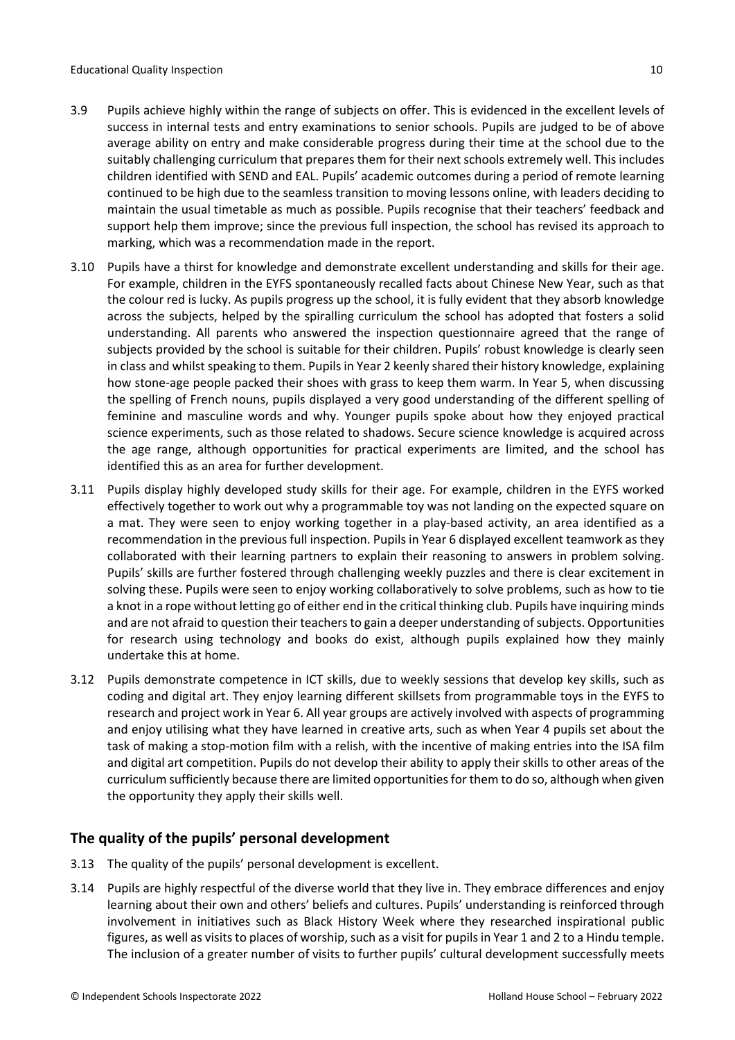3.9 Pupils achieve highly within the range of subjects on offer. This is evidenced in the excellent levels of success in internal tests and entry examinations to senior schools. Pupils are judged to be of above average ability on entry and make considerable progress during their time at the school due to the suitably challenging curriculum that prepares them for their next schools extremely well. This includes children identified with SEND and EAL. Pupils' academic outcomes during a period of remote learning continued to be high due to the seamless transition to moving lessons online, with leaders deciding to maintain the usual timetable as much as possible. Pupils recognise that their teachers' feedback and support help them improve; since the previous full inspection, the school has revised its approach to marking, which was a recommendation made in the report.

3.10 Pupils have a thirst for knowledge and demonstrate excellent understanding and skills for their age. For example, children in the EYFS spontaneously recalled facts about Chinese New Year, such as that the colour red is lucky. As pupils progress up the school, it is fully evident that they absorb knowledge across the subjects, helped by the spiralling curriculum the school has adopted that fosters a solid understanding. All parents who answered the inspection questionnaire agreed that the range of subjects provided by the school is suitable for their children. Pupils' robust knowledge is clearly seen in class and whilst speaking to them. Pupils in Year 2 keenly shared their history knowledge, explaining how stone-age people packed their shoes with grass to keep them warm. In Year 5, when discussing the spelling of French nouns, pupils displayed a very good understanding of the different spelling of feminine and masculine words and why. Younger pupils spoke about how they enjoyed practical science experiments, such as those related to shadows. Secure science knowledge is acquired across the age range, although opportunities for practical experiments are limited, and the school has identified this as an area for further development.

3.11 Pupils display highly developed study skills for their age. For example, children in the EYFS worked effectively together to work out why a programmable toy was not landing on the expected square on a mat. They were seen to enjoy working together in a play-based activity, an area identified as a recommendation in the previous full inspection. Pupils in Year 6 displayed excellent teamwork as they collaborated with their learning partners to explain their reasoning to answers in problem solving. Pupils' skills are further fostered through challenging weekly puzzles and there is clear excitement in solving these. Pupils were seen to enjoy working collaboratively to solve problems, such as how to tie a knot in a rope without letting go of either end in the critical thinking club. Pupils have inquiring minds and are not afraid to question their teachers to gain a deeper understanding of subjects. Opportunities for research using technology and books do exist, although pupils explained how they mainly undertake this at home.

3.12 Pupils demonstrate competence in ICT skills, due to weekly sessions that develop key skills, such as coding and digital art. They enjoy learning different skillsets from programmable toys in the EYFS to research and project work in Year 6. All year groups are actively involved with aspects of programming and enjoy utilising what they have learned in creative arts, such as when Year 4 pupils set about the task of making a stop-motion film with a relish, with the incentive of making entries into the ISA film and digital art competition. Pupils do not develop their ability to apply their skills to other areas of the curriculum sufficiently because there are limited opportunities for them to do so, although when given the opportunity they apply their skills well.

## The quality of the pupils' personal development

3.13 The quality of the pupils' personal development is excellent.

3.14 Pupils are highly respectful of the diverse world that they live in. They embrace differences and enjoy learning about their own and others' beliefs and cultures. Pupils' understanding is reinforced through involvement in initiatives such as Black History Week where they researched inspirational public figures, as well as visits to places of worship, such as a visit for pupils in Year 1 and 2 to a Hindu temple. The inclusion of a greater number of visits to further pupils' cultural development successfully meets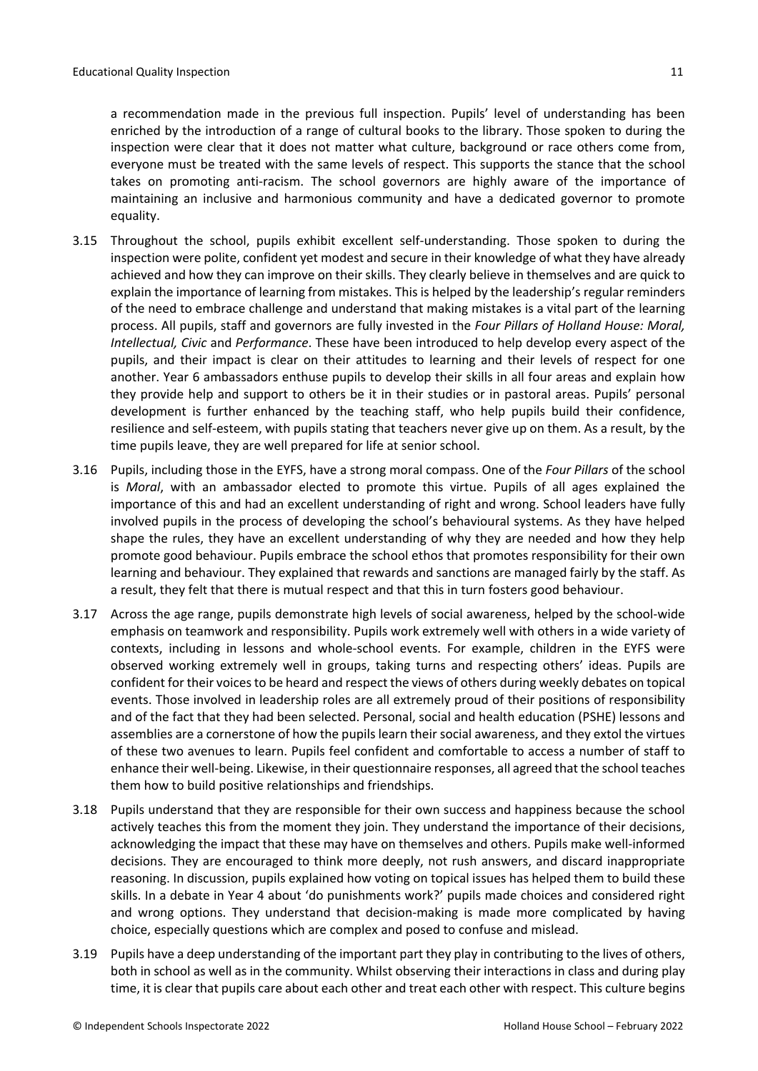a recommendation made in the previous full inspection. Pupils' level of understanding has been enriched by the introduction of a range of cultural books to the library. Those spoken to during the inspection were clear that it does not matter what culture, background or race others come from, everyone must be treated with the same levels of respect. This supports the stance that the school takes on promoting anti-racism. The school governors are highly aware of the importance of maintaining an inclusive and harmonious community and have a dedicated governor to promote equality.

3.15 Throughout the school, pupils exhibit excellent self-understanding. Those spoken to during the inspection were polite, confident yet modest and secure in their knowledge of what they have already achieved and how they can improve on their skills. They clearly believe in themselves and are quick to explain the importance of learning from mistakes. This is helped by the leadership's regular reminders of the need to embrace challenge and understand that making mistakes is a vital part of the learning process. All pupils, staff and governors are fully invested in the *Four Pillars of Holland House: Moral, Intellectual, Civic* and *Performance*. These have been introduced to help develop every aspect of the pupils, and their impact is clear on their attitudes to learning and their levels of respect for one another. Year 6 ambassadors enthuse pupils to develop their skills in all four areas and explain how they provide help and support to others be it in their studies or in pastoral areas. Pupils' personal development is further enhanced by the teaching staff, who help pupils build their confidence, resilience and self-esteem, with pupils stating that teachers never give up on them. As a result, by the time pupils leave, they are well prepared for life at senior school.

3.16 Pupils, including those in the EYFS, have a strong moral compass. One of the *Four Pillars* of the school is *Moral*, with an ambassador elected to promote this virtue. Pupils of all ages explained the importance of this and had an excellent understanding of right and wrong. School leaders have fully involved pupils in the process of developing the school's behavioural systems. As they have helped shape the rules, they have an excellent understanding of why they are needed and how they help promote good behaviour. Pupils embrace the school ethos that promotes responsibility for their own learning and behaviour. They explained that rewards and sanctions are managed fairly by the staff. As a result, they felt that there is mutual respect and that this in turn fosters good behaviour.

3.17 Across the age range, pupils demonstrate high levels of social awareness, helped by the school-wide emphasis on teamwork and responsibility. Pupils work extremely well with others in a wide variety of contexts, including in lessons and whole-school events. For example, children in the EYFS were observed working extremely well in groups, taking turns and respecting others' ideas. Pupils are confident for their voices to be heard and respect the views of others during weekly debates on topical events. Those involved in leadership roles are all extremely proud of their positions of responsibility and of the fact that they had been selected. Personal, social and health education (PSHE) lessons and assemblies are a cornerstone of how the pupils learn their social awareness, and they extol the virtues of these two avenues to learn. Pupils feel confident and comfortable to access a number of staff to enhance their well-being. Likewise, in their questionnaire responses, all agreed that the school teaches them how to build positive relationships and friendships.

3.18 Pupils understand that they are responsible for their own success and happiness because the school actively teaches this from the moment they join. They understand the importance of their decisions, acknowledging the impact that these may have on themselves and others. Pupils make well-informed decisions. They are encouraged to think more deeply, not rush answers, and discard inappropriate reasoning. In discussion, pupils explained how voting on topical issues has helped them to build these skills. In a debate in Year 4 about 'do punishments work?' pupils made choices and considered right and wrong options. They understand that decision-making is made more complicated by having choice, especially questions which are complex and posed to confuse and mislead.

3.19 Pupils have a deep understanding of the important part they play in contributing to the lives of others, both in school as well as in the community. Whilst observing their interactions in class and during play time, it is clear that pupils care about each other and treat each other with respect. This culture begins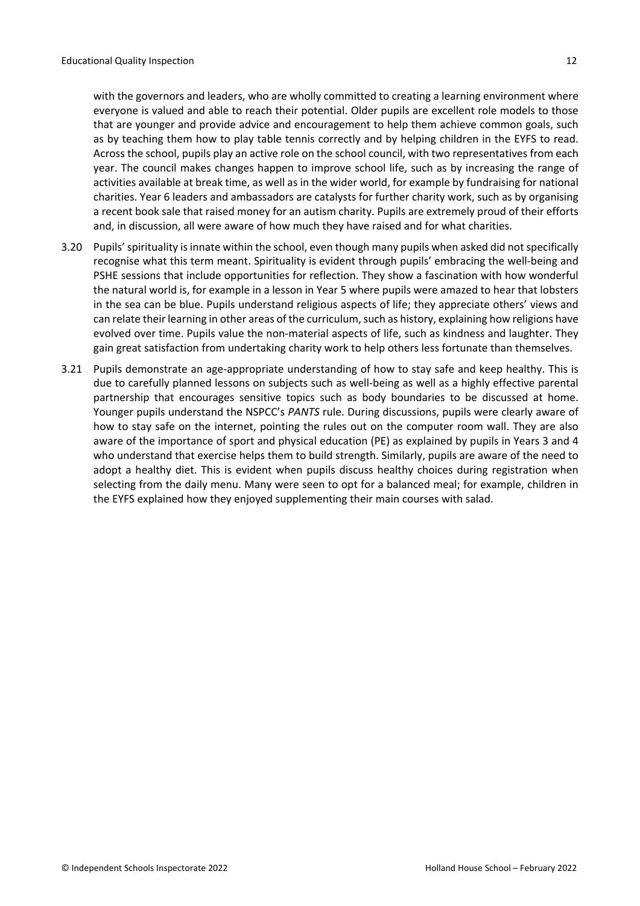with the governors and leaders, who are wholly committed to creating a learning environment where everyone is valued and able to reach their potential. Older pupils are excellent role models to those that are younger and provide advice and encouragement to help them achieve common goals, such as by teaching them how to play table tennis correctly and by helping children in the EYFS to read. Across the school, pupils play an active role on the school council, with two representatives from each year. The council makes changes happen to improve school life, such as by increasing the range of activities available at break time, as well as in the wider world, for example by fundraising for national charities. Year 6 leaders and ambassadors are catalysts for further charity work, such as by organising a recent book sale that raised money for an autism charity. Pupils are extremely proud of their efforts and, in discussion, all were aware of how much they have raised and for what charities.

3.20 Pupils' spirituality is innate within the school, even though many pupils when asked did not specifically recognise what this term meant. Spirituality is evident through pupils' embracing the well-being and PSHE sessions that include opportunities for reflection. They show a fascination with how wonderful the natural world is, for example in a lesson in Year 5 where pupils were amazed to hear that lobsters in the sea can be blue. Pupils understand religious aspects of life; they appreciate others' views and can relate their learning in other areas of the curriculum, such as history, explaining how religions have evolved over time. Pupils value the non-material aspects of life, such as kindness and laughter. They gain great satisfaction from undertaking charity work to help others less fortunate than themselves.

3.21 Pupils demonstrate an age-appropriate understanding of how to stay safe and keep healthy. This is due to carefully planned lessons on subjects such as well-being as well as a highly effective parental partnership that encourages sensitive topics such as body boundaries to be discussed at home. Younger pupils understand the NSPCC's *PANTS* rule. During discussions, pupils were clearly aware of how to stay safe on the internet, pointing the rules out on the computer room wall. They are also aware of the importance of sport and physical education (PE) as explained by pupils in Years 3 and 4 who understand that exercise helps them to build strength. Similarly, pupils are aware of the need to adopt a healthy diet. This is evident when pupils discuss healthy choices during registration when selecting from the daily menu. Many were seen to opt for a balanced meal; for example, children in the EYFS explained how they enjoyed supplementing their main courses with salad.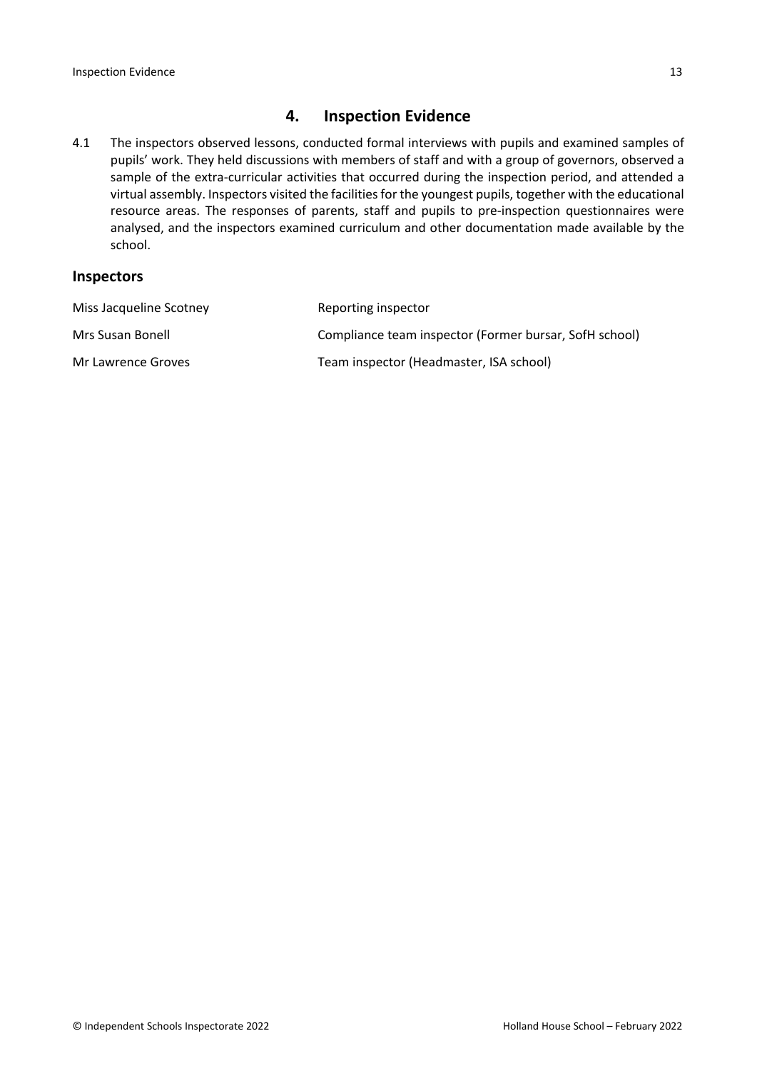## 4. Inspection Evidence

4.1 The inspectors observed lessons, conducted formal interviews with pupils and examined samples of pupils' work. They held discussions with members of staff and with a group of governors, observed a sample of the extra-curricular activities that occurred during the inspection period, and attended a virtual assembly. Inspectors visited the facilities for the youngest pupils, together with the educational resource areas. The responses of parents, staff and pupils to pre-inspection questionnaires were analysed, and the inspectors examined curriculum and other documentation made available by the school.

### Inspectors

| | |
|---|---|
| Miss Jacqueline Scotney | Reporting inspector |
| Mrs Susan Bonell | Compliance team inspector (Former bursar, SofH school) |
| Mr Lawrence Groves | Team inspector (Headmaster, ISA school) |